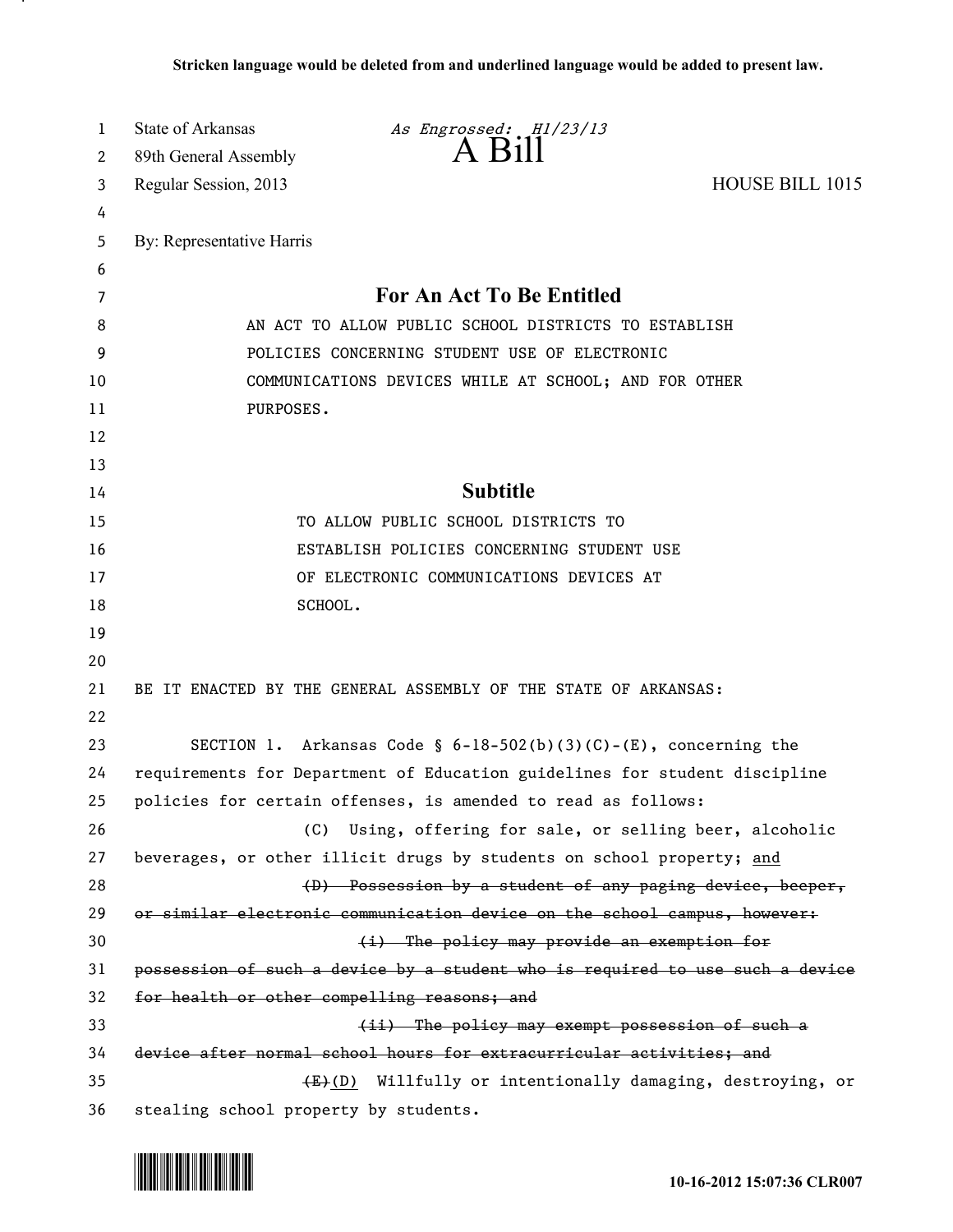Stricken language would be deleted from and underlined language would be added to present law.

State of Arkansas *As Engrossed: H1/23/13*

89th General Assembly

# A Bill

Regular Session, 2013 HOUSE BILL 1015

By: Representative Harris

## For An Act To Be Entitled

AN ACT TO ALLOW PUBLIC SCHOOL DISTRICTS TO ESTABLISH POLICIES CONCERNING STUDENT USE OF ELECTRONIC COMMUNICATIONS DEVICES WHILE AT SCHOOL; AND FOR OTHER PURPOSES.

## Subtitle

TO ALLOW PUBLIC SCHOOL DISTRICTS TO ESTABLISH POLICIES CONCERNING STUDENT USE OF ELECTRONIC COMMUNICATIONS DEVICES AT SCHOOL.

BE IT ENACTED BY THE GENERAL ASSEMBLY OF THE STATE OF ARKANSAS:

SECTION 1. Arkansas Code § 6-18-502(b)(3)(C)-(E), concerning the requirements for Department of Education guidelines for student discipline policies for certain offenses, is amended to read as follows:

(C) Using, offering for sale, or selling beer, alcoholic beverages, or other illicit drugs by students on school property; <u>and</u>

~~(D) Possession by a student of any paging device, beeper, or similar electronic communication device on the school campus, however:~~

~~(i) The policy may provide an exemption for possession of such a device by a student who is required to use such a device for health or other compelling reasons; and~~

~~(ii) The policy may exempt possession of such a device after normal school hours for extracurricular activities; and~~

~~(E)~~<u>(D)</u> Willfully or intentionally damaging, destroying, or stealing school property by students.

10-16-2012 15:07:36 CLR007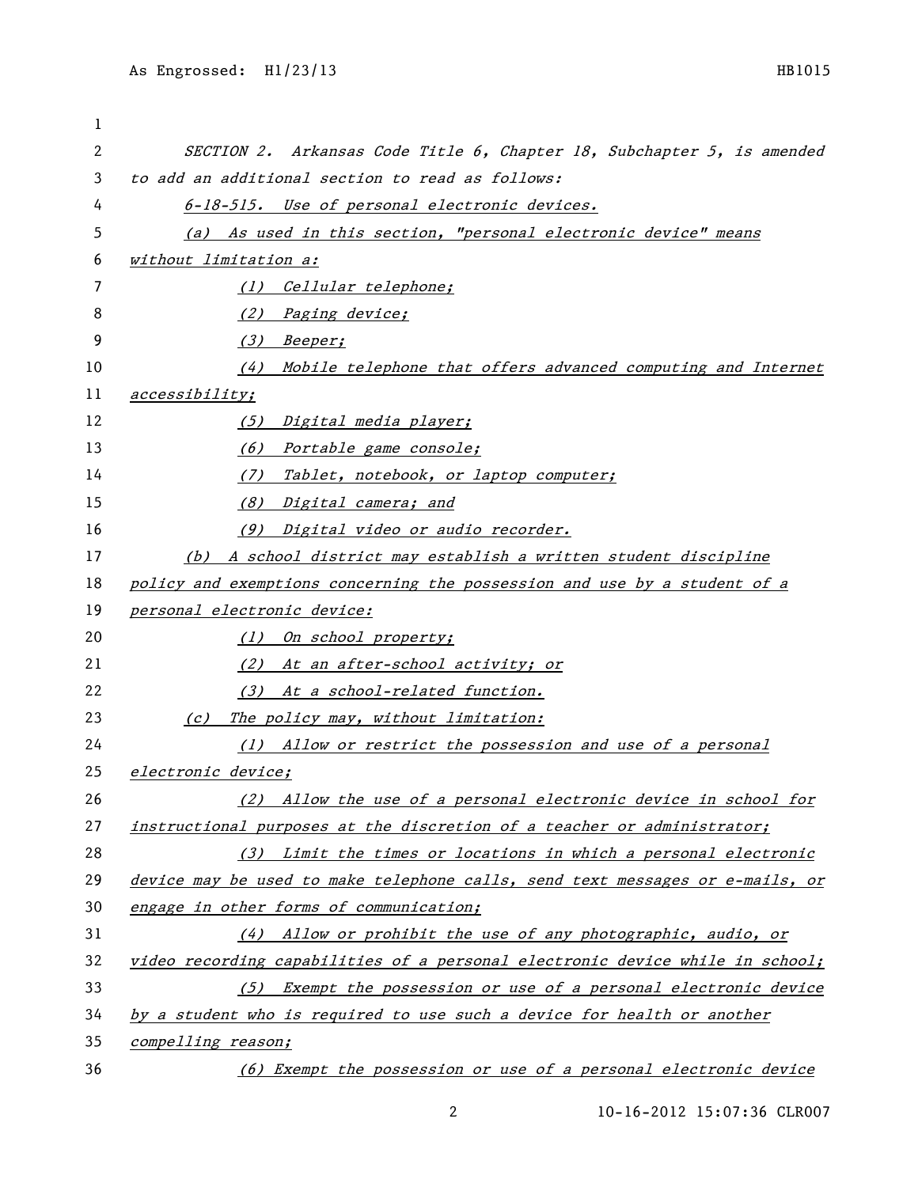SECTION 2. Arkansas Code Title 6, Chapter 18, Subchapter 5, is amended to add an additional section to read as follows:

6-18-515. Use of personal electronic devices.

(a) As used in this section, "personal electronic device" means without limitation a:

(1) Cellular telephone;

(2) Paging device;

(3) Beeper;

(4) Mobile telephone that offers advanced computing and Internet accessibility;

(5) Digital media player;

(6) Portable game console;

(7) Tablet, notebook, or laptop computer;

(8) Digital camera; and

(9) Digital video or audio recorder.

(b) A school district may establish a written student discipline policy and exemptions concerning the possession and use by a student of a personal electronic device:

(1) On school property;

(2) At an after-school activity; or

(3) At a school-related function.

(c) The policy may, without limitation:

(1) Allow or restrict the possession and use of a personal electronic device;

(2) Allow the use of a personal electronic device in school for instructional purposes at the discretion of a teacher or administrator;

(3) Limit the times or locations in which a personal electronic device may be used to make telephone calls, send text messages or e-mails, or engage in other forms of communication;

(4) Allow or prohibit the use of any photographic, audio, or video recording capabilities of a personal electronic device while in school;

(5) Exempt the possession or use of a personal electronic device by a student who is required to use such a device for health or another compelling reason;

(6) Exempt the possession or use of a personal electronic device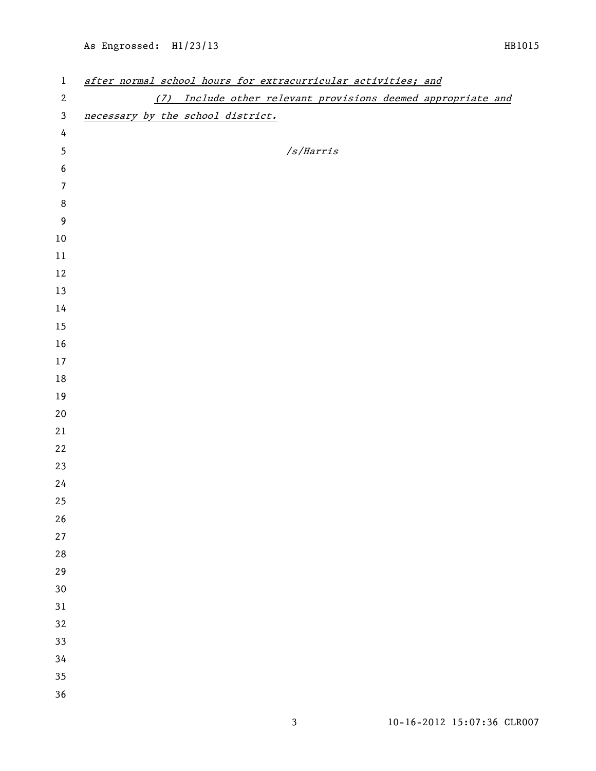*after normal school hours for extracurricular activities; and*

*(7) Include other relevant provisions deemed appropriate and necessary by the school district.*

/s/Harris